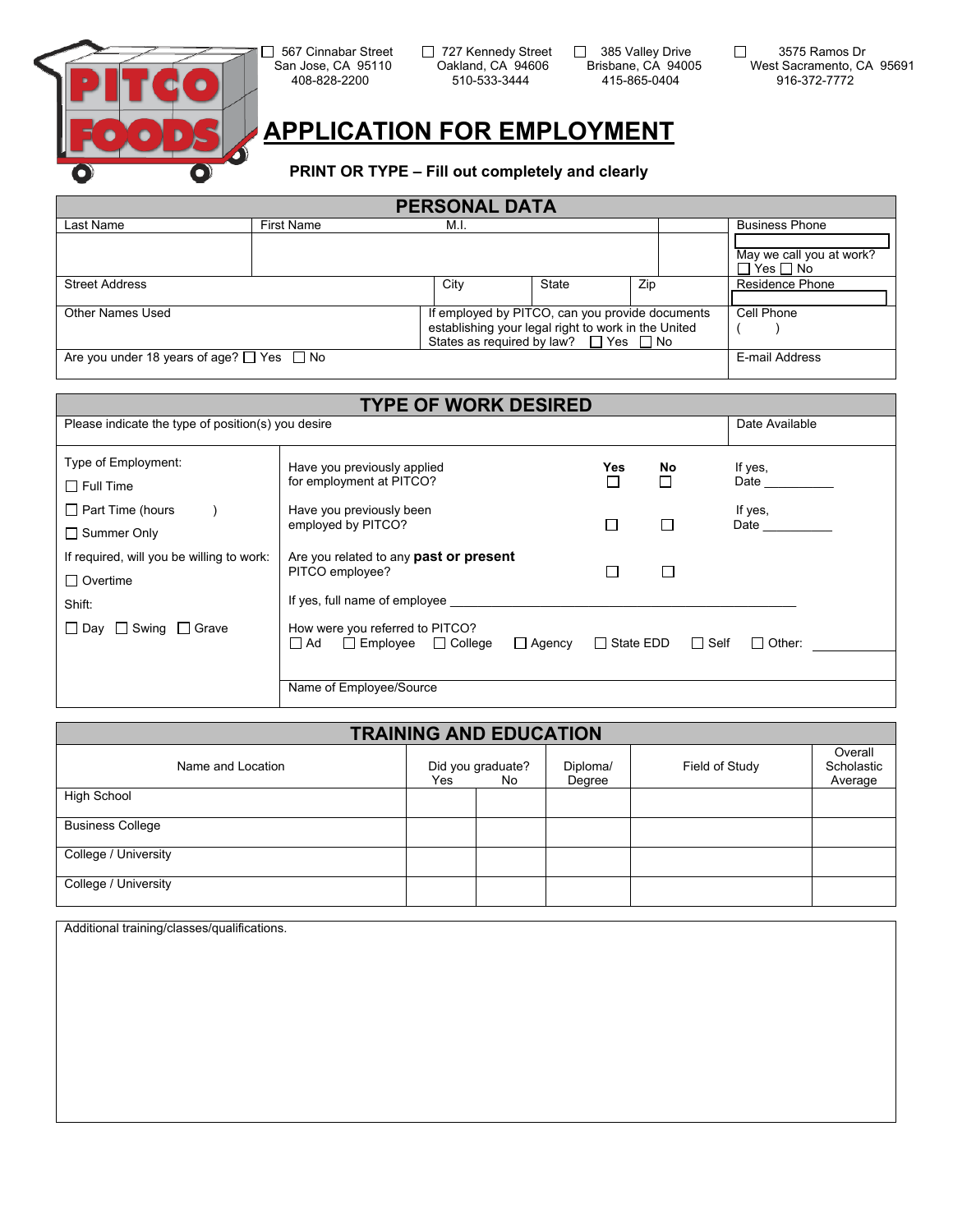☐ 567 Cinnabar Street
San Jose, CA 95110
408-828-2200

☐ 727 Kennedy Street
Oakland, CA 94606
510-533-3444

☐ 385 Valley Drive
Brisbane, CA 94005
415-865-0404

☐ 3575 Ramos Dr
West Sacramento, CA 95691
916-372-7772

# APPLICATION FOR EMPLOYMENT

**PRINT OR TYPE – Fill out completely and clearly**

## PERSONAL DATA

| Last Name | First Name | M.I. | | Business Phone |
|---|---|---|---|---|
| | | | | May we call you at work? ☐ Yes ☐ No |
| Street Address | City | State | Zip | Residence Phone |
| Other Names Used | If employed by PITCO, can you provide documents establishing your legal right to work in the United States as required by law? ☐ Yes ☐ No | | | Cell Phone ( ) |
| Are you under 18 years of age? ☐ Yes ☐ No | | | | E-mail Address |

## TYPE OF WORK DESIRED

| Please indicate the type of position(s) you desire | Date Available |
|---|---|
| | |

Type of Employment:

☐ Full Time

☐ Part Time (hours )

☐ Summer Only

If required, will you be willing to work:

☐ Overtime

Shift:

☐ Day ☐ Swing ☐ Grave

| | Yes | No | |
|---|---|---|---|
| Have you previously applied for employment at PITCO? | ☐ | ☐ | If yes, Date __________ |
| Have you previously been employed by PITCO? | ☐ | ☐ | If yes, Date __________ |
| Are you related to any **past or present** PITCO employee? | ☐ | ☐ | |

If yes, full name of employee ____________________________________________

How were you referred to PITCO?
☐ Ad ☐ Employee ☐ College ☐ Agency ☐ State EDD ☐ Self ☐ Other: __________

Name of Employee/Source

## TRAINING AND EDUCATION

| Name and Location | Did you graduate? Yes | No | Diploma/ Degree | Field of Study | Overall Scholastic Average |
|---|---|---|---|---|---|
| High School | | | | | |
| Business College | | | | | |
| College / University | | | | | |
| College / University | | | | | |

Additional training/classes/qualifications.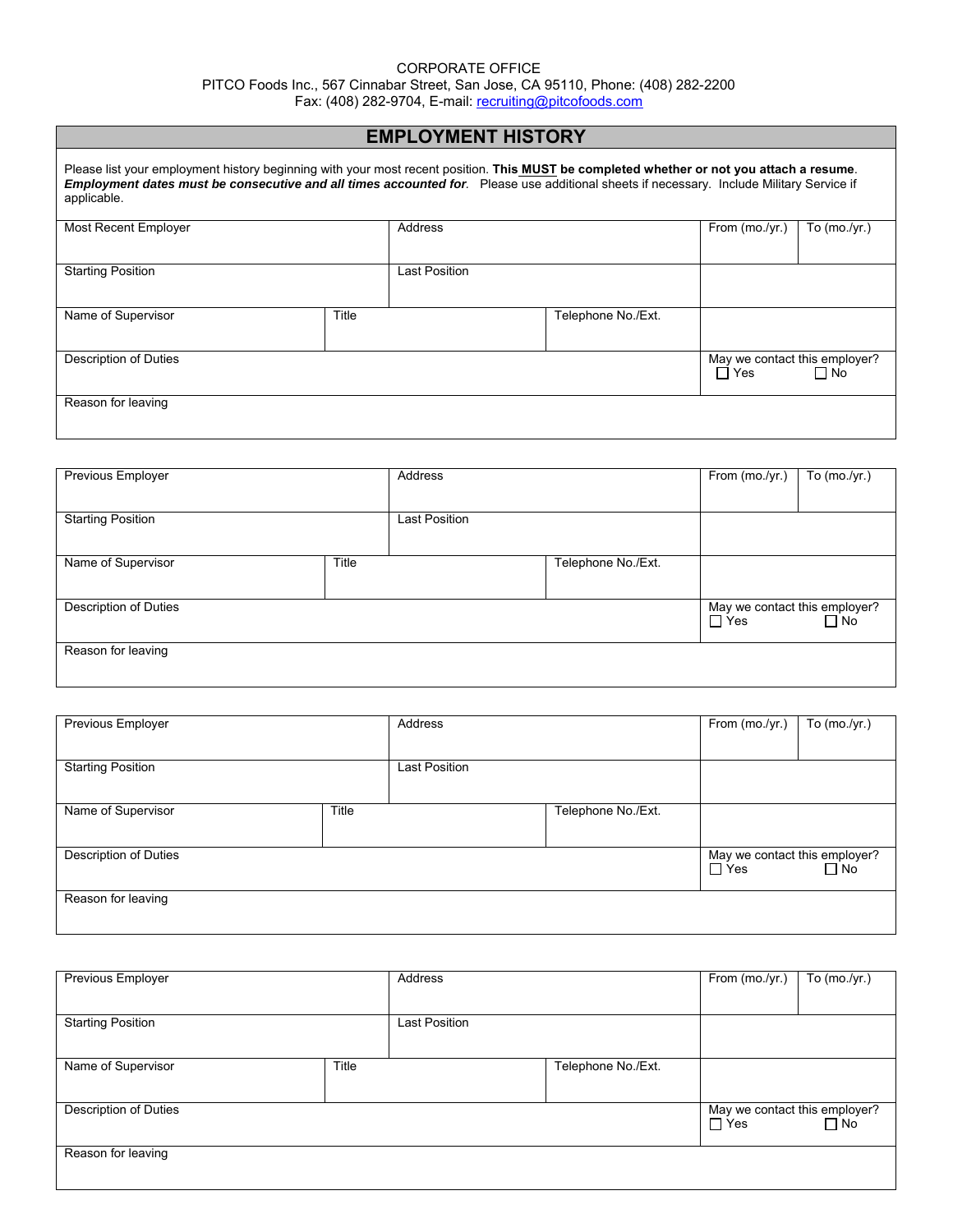CORPORATE OFFICE
PITCO Foods Inc., 567 Cinnabar Street, San Jose, CA 95110, Phone: (408) 282-2200
Fax: (408) 282-9704, E-mail: recruiting@pitcofoods.com

## EMPLOYMENT HISTORY

Please list your employment history beginning with your most recent position. **This MUST be completed whether or not you attach a resume**. ***Employment dates must be consecutive and all times accounted for***. Please use additional sheets if necessary. Include Military Service if applicable.

| Most Recent Employer | | Address | | From (mo./yr.) | To (mo./yr.) |
|---|---|---|---|---|---|
| Starting Position | | Last Position | | | |
| Name of Supervisor | Title | | Telephone No./Ext. | | |
| Description of Duties | | | | May we contact this employer? ☐ Yes ☐ No | |
| Reason for leaving | | | | | |

| Previous Employer | | Address | | From (mo./yr.) | To (mo./yr.) |
|---|---|---|---|---|---|
| Starting Position | | Last Position | | | |
| Name of Supervisor | Title | | Telephone No./Ext. | | |
| Description of Duties | | | | May we contact this employer? ☐ Yes ☐ No | |
| Reason for leaving | | | | | |

| Previous Employer | | Address | | From (mo./yr.) | To (mo./yr.) |
|---|---|---|---|---|---|
| Starting Position | | Last Position | | | |
| Name of Supervisor | Title | | Telephone No./Ext. | | |
| Description of Duties | | | | May we contact this employer? ☐ Yes ☐ No | |
| Reason for leaving | | | | | |

| Previous Employer | | Address | | From (mo./yr.) | To (mo./yr.) |
|---|---|---|---|---|---|
| Starting Position | | Last Position | | | |
| Name of Supervisor | Title | | Telephone No./Ext. | | |
| Description of Duties | | | | May we contact this employer? ☐ Yes ☐ No | |
| Reason for leaving | | | | | |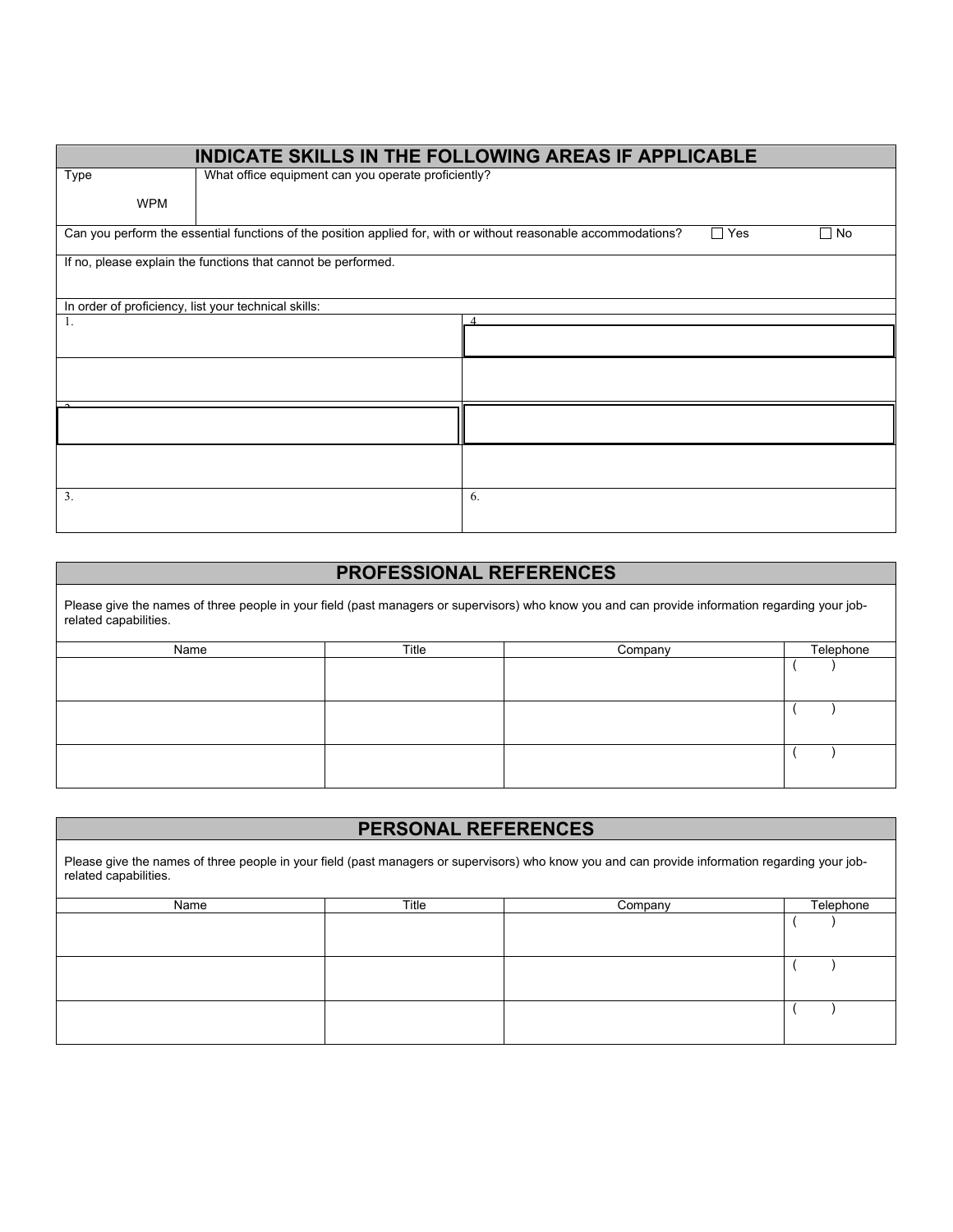## INDICATE SKILLS IN THE FOLLOWING AREAS IF APPLICABLE

| Type WPM | What office equipment can you operate proficiently? |
|---|---|

Can you perform the essential functions of the position applied for, with or without reasonable accommodations? ☐ Yes ☐ No

If no, please explain the functions that cannot be performed.

In order of proficiency, list your technical skills:

| | |
|---|---|
| 1. | 4. |
| 2. | 5. |
| 3. | 6. |

## PROFESSIONAL REFERENCES

Please give the names of three people in your field (past managers or supervisors) who know you and can provide information regarding your job-related capabilities.

| Name | Title | Company | Telephone |
|---|---|---|---|
| | | | ( ) |
| | | | ( ) |
| | | | ( ) |

## PERSONAL REFERENCES

Please give the names of three people in your field (past managers or supervisors) who know you and can provide information regarding your job-related capabilities.

| Name | Title | Company | Telephone |
|---|---|---|---|
| | | | ( ) |
| | | | ( ) |
| | | | ( ) |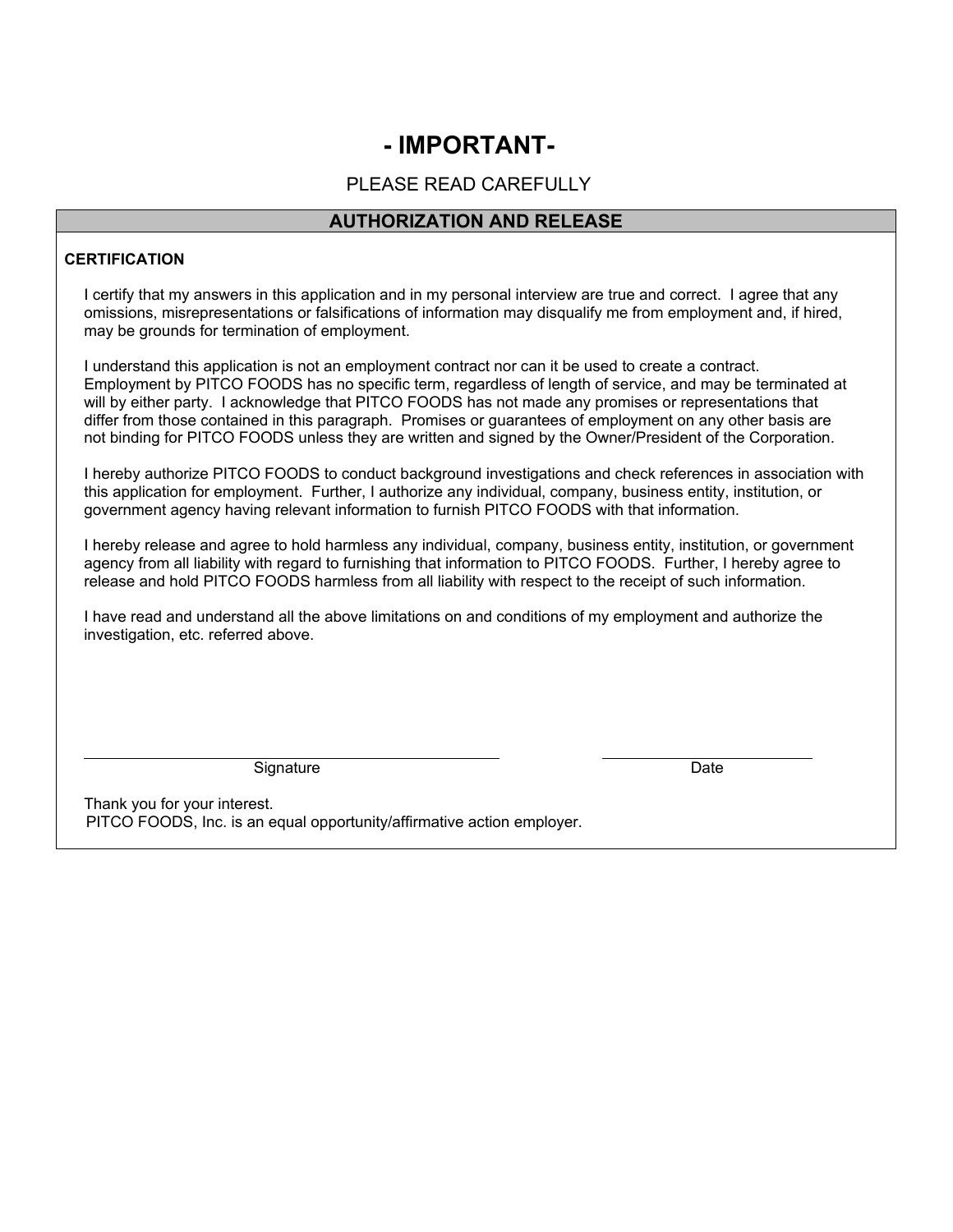# - IMPORTANT-

PLEASE READ CAREFULLY

## AUTHORIZATION AND RELEASE

**CERTIFICATION**

I certify that my answers in this application and in my personal interview are true and correct. I agree that any omissions, misrepresentations or falsifications of information may disqualify me from employment and, if hired, may be grounds for termination of employment.

I understand this application is not an employment contract nor can it be used to create a contract. Employment by PITCO FOODS has no specific term, regardless of length of service, and may be terminated at will by either party. I acknowledge that PITCO FOODS has not made any promises or representations that differ from those contained in this paragraph. Promises or guarantees of employment on any other basis are not binding for PITCO FOODS unless they are written and signed by the Owner/President of the Corporation.

I hereby authorize PITCO FOODS to conduct background investigations and check references in association with this application for employment. Further, I authorize any individual, company, business entity, institution, or government agency having relevant information to furnish PITCO FOODS with that information.

I hereby release and agree to hold harmless any individual, company, business entity, institution, or government agency from all liability with regard to furnishing that information to PITCO FOODS. Further, I hereby agree to release and hold PITCO FOODS harmless from all liability with respect to the receipt of such information.

I have read and understand all the above limitations on and conditions of my employment and authorize the investigation, etc. referred above.

______________________________ Signature

______________________________ Date

Thank you for your interest.
PITCO FOODS, Inc. is an equal opportunity/affirmative action employer.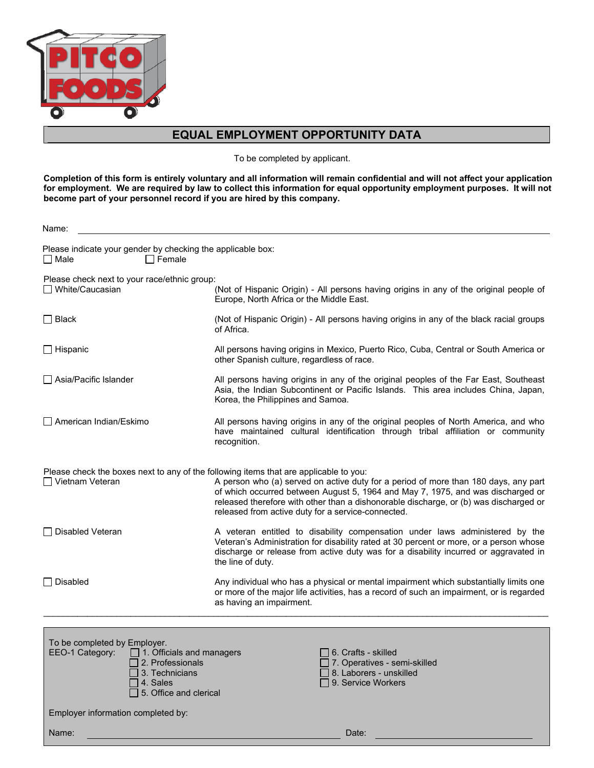PITCO FOODS

# EQUAL EMPLOYMENT OPPORTUNITY DATA

To be completed by applicant.

**Completion of this form is entirely voluntary and all information will remain confidential and will not affect your application for employment. We are required by law to collect this information for equal opportunity employment purposes. It will not become part of your personnel record if you are hired by this company.**

Name: ______________________________________________

Please indicate your gender by checking the applicable box:

☐ Male ☐ Female

Please check next to your race/ethnic group:

| | |
|---|---|
| ☐ White/Caucasian | (Not of Hispanic Origin) - All persons having origins in any of the original people of Europe, North Africa or the Middle East. |
| ☐ Black | (Not of Hispanic Origin) - All persons having origins in any of the black racial groups of Africa. |
| ☐ Hispanic | All persons having origins in Mexico, Puerto Rico, Cuba, Central or South America or other Spanish culture, regardless of race. |
| ☐ Asia/Pacific Islander | All persons having origins in any of the original peoples of the Far East, Southeast Asia, the Indian Subcontinent or Pacific Islands. This area includes China, Japan, Korea, the Philippines and Samoa. |
| ☐ American Indian/Eskimo | All persons having origins in any of the original peoples of North America, and who have maintained cultural identification through tribal affiliation or community recognition. |

Please check the boxes next to any of the following items that are applicable to you:

| | |
|---|---|
| ☐ Vietnam Veteran | A person who (a) served on active duty for a period of more than 180 days, any part of which occurred between August 5, 1964 and May 7, 1975, and was discharged or released therefore with other than a dishonorable discharge, or (b) was discharged or released from active duty for a service-connected. |
| ☐ Disabled Veteran | A veteran entitled to disability compensation under laws administered by the Veteran's Administration for disability rated at 30 percent or more, or a person whose discharge or release from active duty was for a disability incurred or aggravated in the line of duty. |
| ☐ Disabled | Any individual who has a physical or mental impairment which substantially limits one or more of the major life activities, has a record of such an impairment, or is regarded as having an impairment. |

---

To be completed by Employer.

EEO-1 Category:

- ☐ 1. Officials and managers
- ☐ 2. Professionals
- ☐ 3. Technicians
- ☐ 4. Sales
- ☐ 5. Office and clerical
- ☐ 6. Crafts - skilled
- ☐ 7. Operatives - semi-skilled
- ☐ 8. Laborers - unskilled
- ☐ 9. Service Workers

Employer information completed by:

Name: ______________________ Date: ______________________